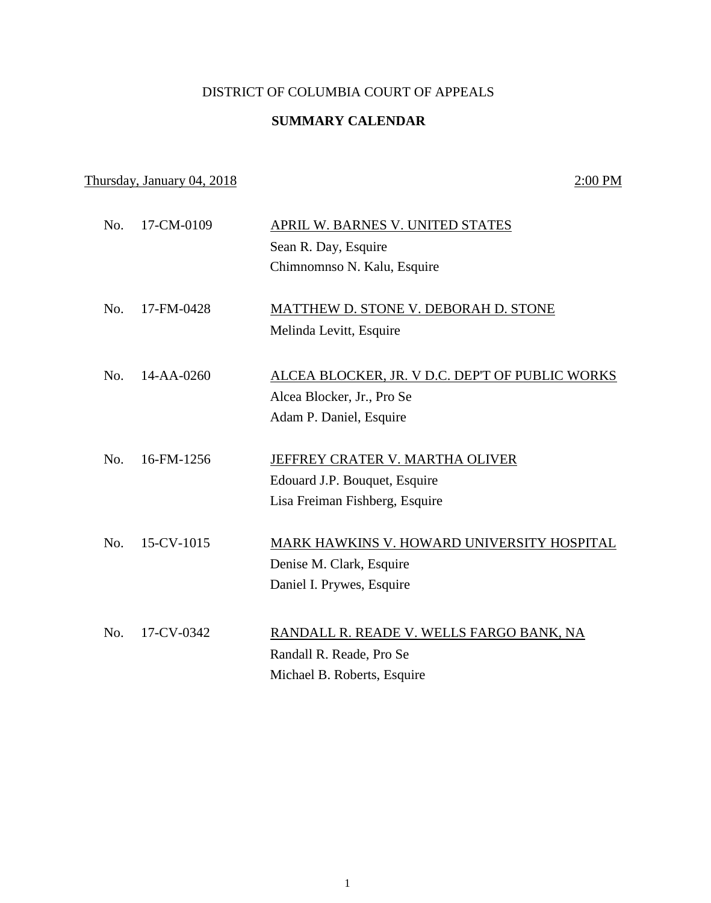DISTRICT OF COLUMBIA COURT OF APPEALS

**SUMMARY CALENDAR**

Thursday, January 04, 2018 — 2:00 PM

No. 17-CM-0109 — APRIL W. BARNES V. UNITED STATES
Sean R. Day, Esquire
Chimnomnso N. Kalu, Esquire

No. 17-FM-0428 — MATTHEW D. STONE V. DEBORAH D. STONE
Melinda Levitt, Esquire

No. 14-AA-0260 — ALCEA BLOCKER, JR. V D.C. DEP'T OF PUBLIC WORKS
Alcea Blocker, Jr., Pro Se
Adam P. Daniel, Esquire

No. 16-FM-1256 — JEFFREY CRATER V. MARTHA OLIVER
Edouard J.P. Bouquet, Esquire
Lisa Freiman Fishberg, Esquire

No. 15-CV-1015 — MARK HAWKINS V. HOWARD UNIVERSITY HOSPITAL
Denise M. Clark, Esquire
Daniel I. Prywes, Esquire

No. 17-CV-0342 — RANDALL R. READE V. WELLS FARGO BANK, NA
Randall R. Reade, Pro Se
Michael B. Roberts, Esquire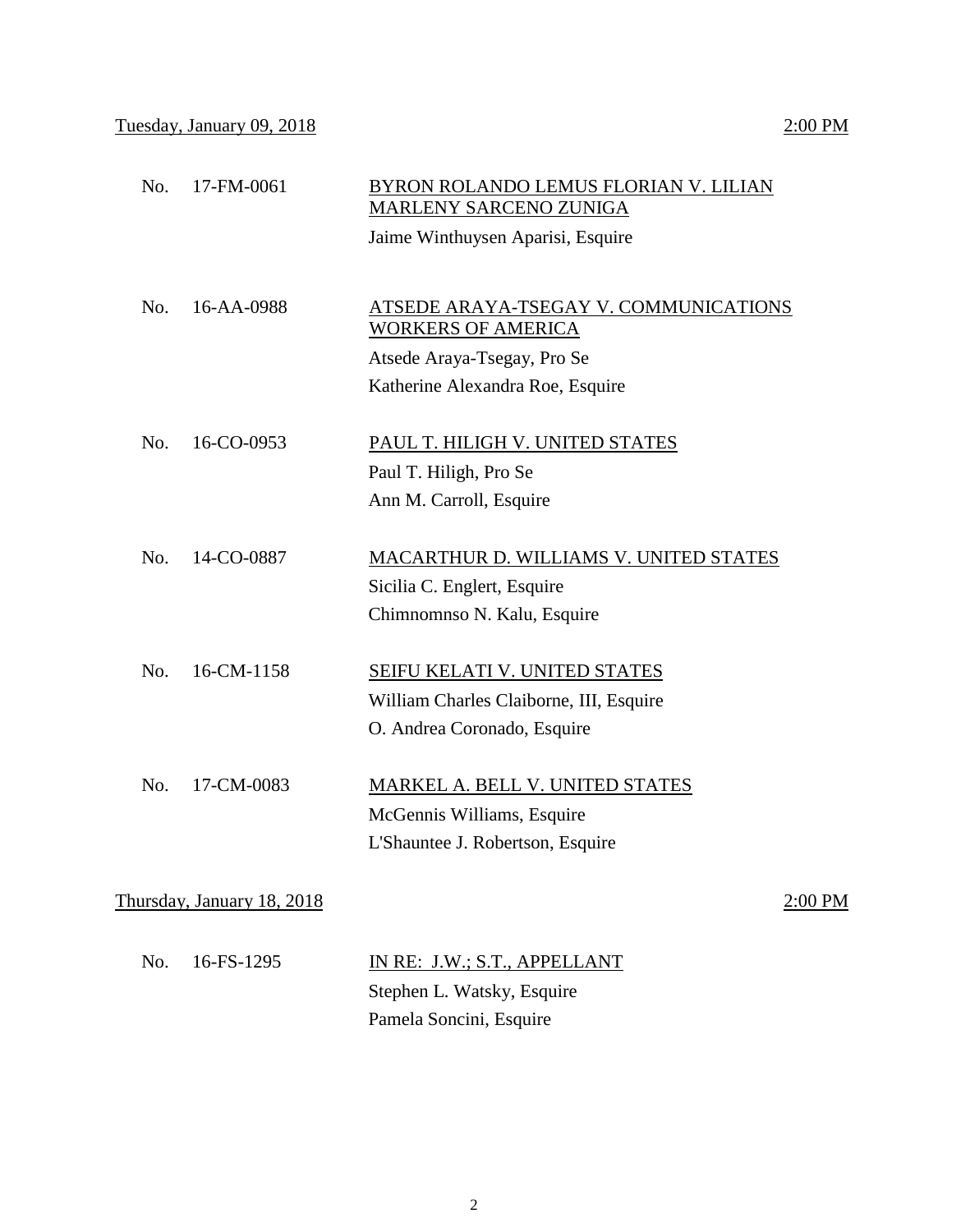Tuesday, January 09, 2018 2:00 PM

No. 17-FM-0061 BYRON ROLANDO LEMUS FLORIAN V. LILIAN MARLENY SARCENO ZUNIGA

Jaime Winthuysen Aparisi, Esquire

No. 16-AA-0988 ATSEDE ARAYA-TSEGAY V. COMMUNICATIONS WORKERS OF AMERICA

Atsede Araya-Tsegay, Pro Se

Katherine Alexandra Roe, Esquire

No. 16-CO-0953 PAUL T. HILIGH V. UNITED STATES

Paul T. Hiligh, Pro Se

Ann M. Carroll, Esquire

No. 14-CO-0887 MACARTHUR D. WILLIAMS V. UNITED STATES

Sicilia C. Englert, Esquire

Chimnomnso N. Kalu, Esquire

No. 16-CM-1158 SEIFU KELATI V. UNITED STATES

William Charles Claiborne, III, Esquire

O. Andrea Coronado, Esquire

No. 17-CM-0083 MARKEL A. BELL V. UNITED STATES

McGennis Williams, Esquire

L'Shauntee J. Robertson, Esquire

Thursday, January 18, 2018 2:00 PM

No. 16-FS-1295 IN RE: J.W.; S.T., APPELLANT

Stephen L. Watsky, Esquire

Pamela Soncini, Esquire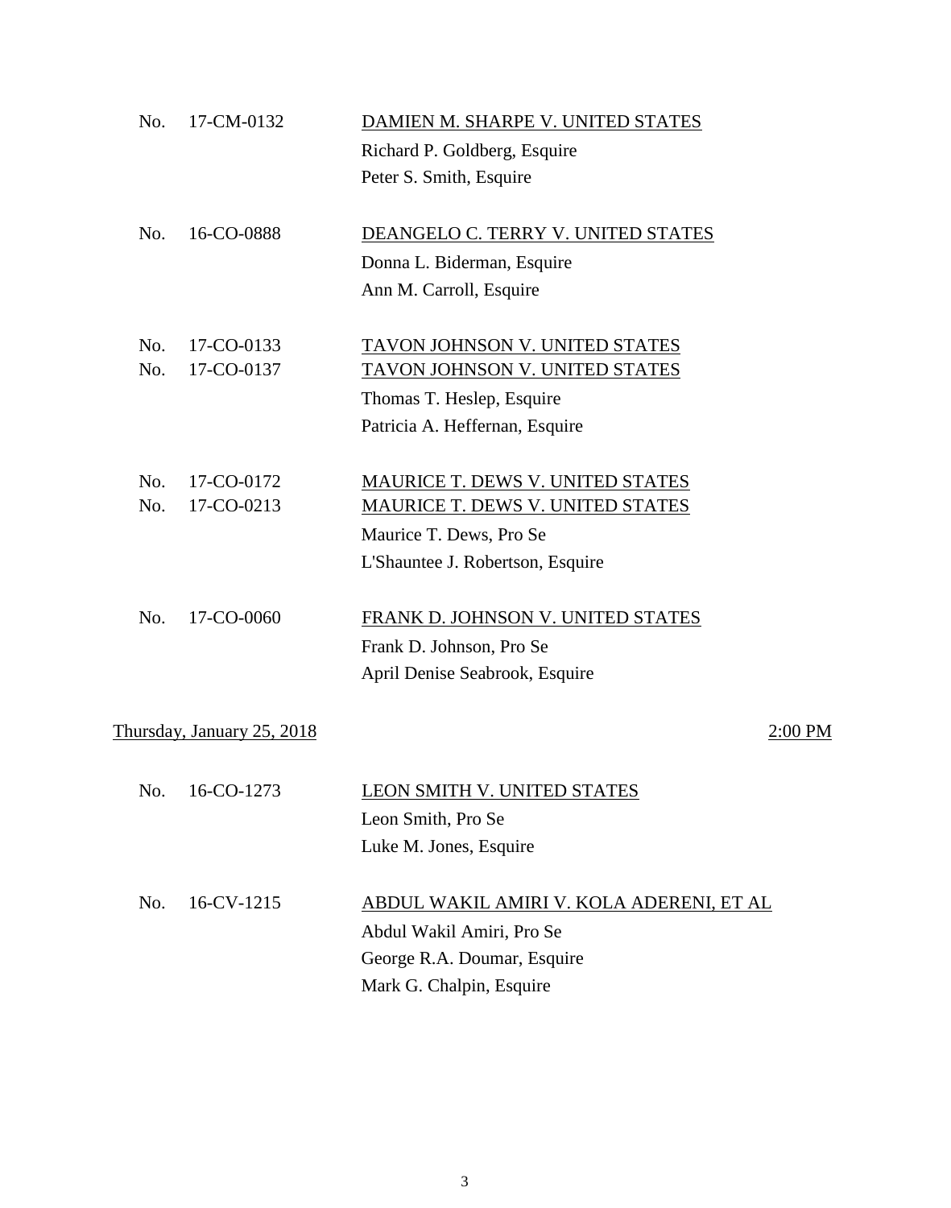No. 17-CM-0132 — DAMIEN M. SHARPE V. UNITED STATES
Richard P. Goldberg, Esquire
Peter S. Smith, Esquire

No. 16-CO-0888 — DEANGELO C. TERRY V. UNITED STATES
Donna L. Biderman, Esquire
Ann M. Carroll, Esquire

No. 17-CO-0133 — TAVON JOHNSON V. UNITED STATES
No. 17-CO-0137 — TAVON JOHNSON V. UNITED STATES
Thomas T. Heslep, Esquire
Patricia A. Heffernan, Esquire

No. 17-CO-0172 — MAURICE T. DEWS V. UNITED STATES
No. 17-CO-0213 — MAURICE T. DEWS V. UNITED STATES
Maurice T. Dews, Pro Se
L'Shauntee J. Robertson, Esquire

No. 17-CO-0060 — FRANK D. JOHNSON V. UNITED STATES
Frank D. Johnson, Pro Se
April Denise Seabrook, Esquire

## Thursday, January 25, 2018 — 2:00 PM

No. 16-CO-1273 — LEON SMITH V. UNITED STATES
Leon Smith, Pro Se
Luke M. Jones, Esquire

No. 16-CV-1215 — ABDUL WAKIL AMIRI V. KOLA ADERENI, ET AL
Abdul Wakil Amiri, Pro Se
George R.A. Doumar, Esquire
Mark G. Chalpin, Esquire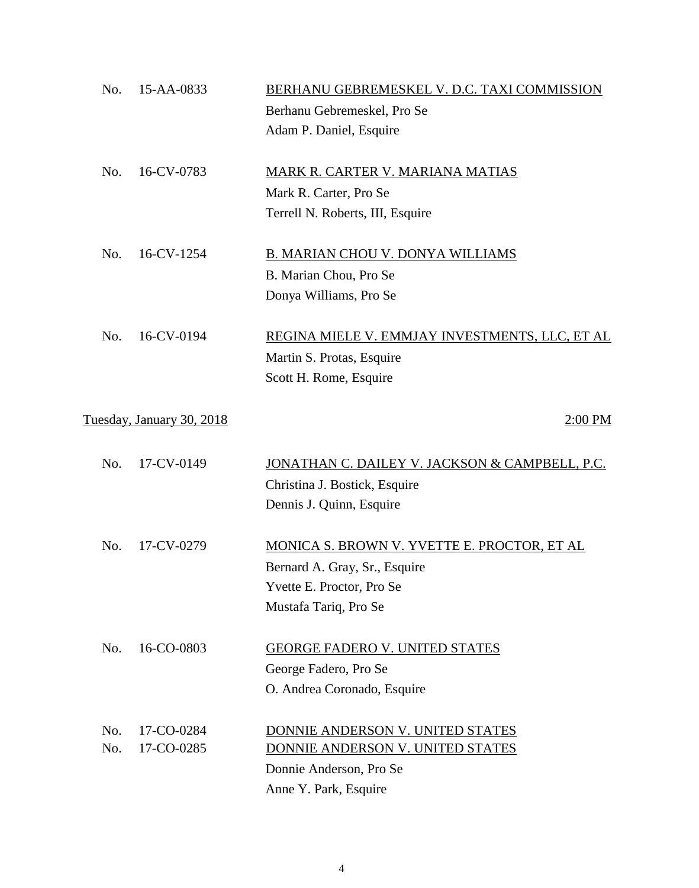No. 15-AA-0833 <u>BERHANU GEBREMESKEL V. D.C. TAXI COMMISSION</u>
Berhanu Gebremeskel, Pro Se
Adam P. Daniel, Esquire

No. 16-CV-0783 <u>MARK R. CARTER V. MARIANA MATIAS</u>
Mark R. Carter, Pro Se
Terrell N. Roberts, III, Esquire

No. 16-CV-1254 <u>B. MARIAN CHOU V. DONYA WILLIAMS</u>
B. Marian Chou, Pro Se
Donya Williams, Pro Se

No. 16-CV-0194 <u>REGINA MIELE V. EMMJAY INVESTMENTS, LLC, ET AL</u>
Martin S. Protas, Esquire
Scott H. Rome, Esquire

<u>Tuesday, January 30, 2018</u> <u>2:00 PM</u>

No. 17-CV-0149 <u>JONATHAN C. DAILEY V. JACKSON & CAMPBELL, P.C.</u>
Christina J. Bostick, Esquire
Dennis J. Quinn, Esquire

No. 17-CV-0279 <u>MONICA S. BROWN V. YVETTE E. PROCTOR, ET AL</u>
Bernard A. Gray, Sr., Esquire
Yvette E. Proctor, Pro Se
Mustafa Tariq, Pro Se

No. 16-CO-0803 <u>GEORGE FADERO V. UNITED STATES</u>
George Fadero, Pro Se
O. Andrea Coronado, Esquire

No. 17-CO-0284 <u>DONNIE ANDERSON V. UNITED STATES</u>
No. 17-CO-0285 <u>DONNIE ANDERSON V. UNITED STATES</u>
Donnie Anderson, Pro Se
Anne Y. Park, Esquire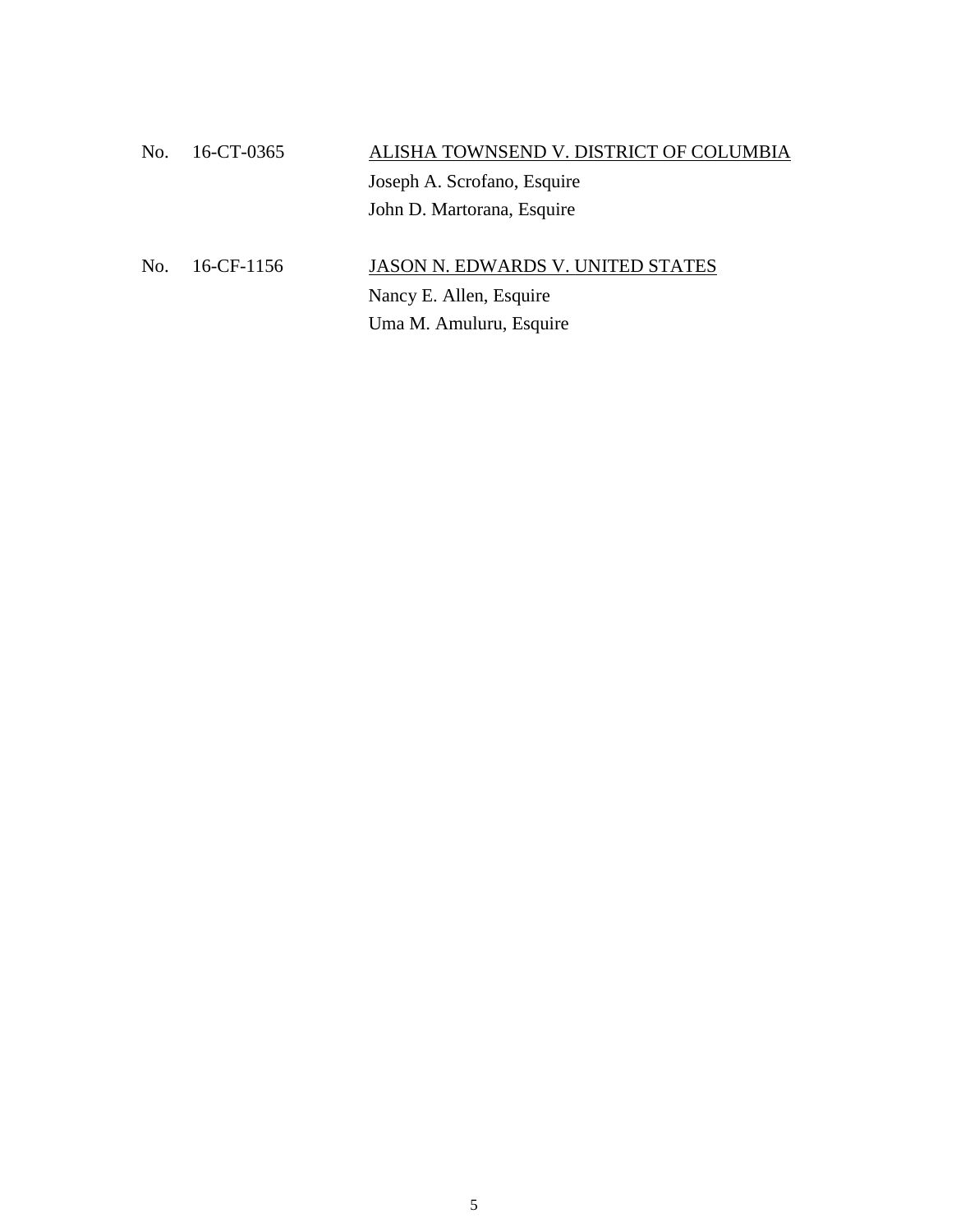No. 16-CT-0365 <u>ALISHA TOWNSEND V. DISTRICT OF COLUMBIA</u>

Joseph A. Scrofano, Esquire

John D. Martorana, Esquire

No. 16-CF-1156 <u>JASON N. EDWARDS V. UNITED STATES</u>

Nancy E. Allen, Esquire

Uma M. Amuluru, Esquire